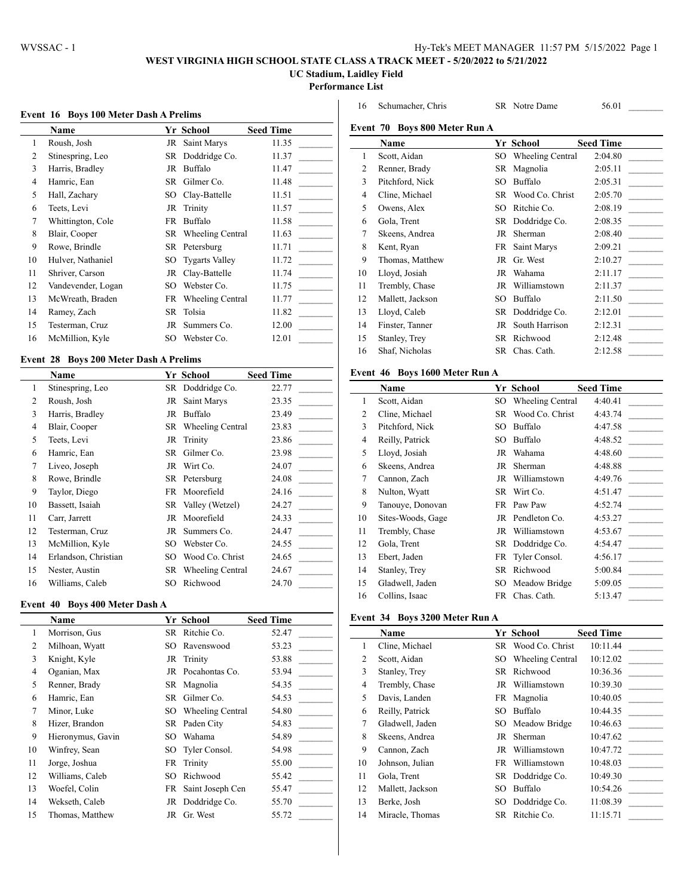# WEST VIRGINIA HIGH SCHOOL STATE CLASS A TRACK MEET - 5/20/2022 to 5/21/2022

**UC Stadium, Laidley Field**

**Performance List**

### Event 16 Boys 100 Meter Dash A Prelims

| | Name | Yr | School | Seed Time | |
|---|---|---|---|---|---|
| 1 | Roush, Josh | JR | Saint Marys | 11.35 | _______ |
| 2 | Stinespring, Leo | SR | Doddridge Co. | 11.37 | _______ |
| 3 | Harris, Bradley | JR | Buffalo | 11.47 | _______ |
| 4 | Hamric, Ean | SR | Gilmer Co. | 11.48 | _______ |
| 5 | Hall, Zachary | SO | Clay-Battelle | 11.51 | _______ |
| 6 | Teets, Levi | JR | Trinity | 11.57 | _______ |
| 7 | Whittington, Cole | FR | Buffalo | 11.58 | _______ |
| 8 | Blair, Cooper | SR | Wheeling Central | 11.63 | _______ |
| 9 | Rowe, Brindle | SR | Petersburg | 11.71 | _______ |
| 10 | Hulver, Nathaniel | SO | Tygarts Valley | 11.72 | _______ |
| 11 | Shriver, Carson | JR | Clay-Battelle | 11.74 | _______ |
| 12 | Vandevender, Logan | SO | Webster Co. | 11.75 | _______ |
| 13 | McWreath, Braden | FR | Wheeling Central | 11.77 | _______ |
| 14 | Ramey, Zach | SR | Tolsia | 11.82 | _______ |
| 15 | Testerman, Cruz | JR | Summers Co. | 12.00 | _______ |
| 16 | McMillion, Kyle | SO | Webster Co. | 12.01 | _______ |

### Event 28 Boys 200 Meter Dash A Prelims

| | Name | Yr | School | Seed Time | |
|---|---|---|---|---|---|
| 1 | Stinespring, Leo | SR | Doddridge Co. | 22.77 | _______ |
| 2 | Roush, Josh | JR | Saint Marys | 23.35 | _______ |
| 3 | Harris, Bradley | JR | Buffalo | 23.49 | _______ |
| 4 | Blair, Cooper | SR | Wheeling Central | 23.83 | _______ |
| 5 | Teets, Levi | JR | Trinity | 23.86 | _______ |
| 6 | Hamric, Ean | SR | Gilmer Co. | 23.98 | _______ |
| 7 | Liveo, Joseph | JR | Wirt Co. | 24.07 | _______ |
| 8 | Rowe, Brindle | SR | Petersburg | 24.08 | _______ |
| 9 | Taylor, Diego | FR | Moorefield | 24.16 | _______ |
| 10 | Bassett, Isaiah | SR | Valley (Wetzel) | 24.27 | _______ |
| 11 | Carr, Jarrett | JR | Moorefield | 24.33 | _______ |
| 12 | Testerman, Cruz | JR | Summers Co. | 24.47 | _______ |
| 13 | McMillion, Kyle | SO | Webster Co. | 24.55 | _______ |
| 14 | Erlandson, Christian | SO | Wood Co. Christ | 24.65 | _______ |
| 15 | Nester, Austin | SR | Wheeling Central | 24.67 | _______ |
| 16 | Williams, Caleb | SO | Richwood | 24.70 | _______ |

### Event 40 Boys 400 Meter Dash A

| | Name | Yr | School | Seed Time | |
|---|---|---|---|---|---|
| 1 | Morrison, Gus | SR | Ritchie Co. | 52.47 | _______ |
| 2 | Milhoan, Wyatt | SO | Ravenswood | 53.23 | _______ |
| 3 | Knight, Kyle | JR | Trinity | 53.88 | _______ |
| 4 | Oganian, Max | JR | Pocahontas Co. | 53.94 | _______ |
| 5 | Renner, Brady | SR | Magnolia | 54.35 | _______ |
| 6 | Hamric, Ean | SR | Gilmer Co. | 54.53 | _______ |
| 7 | Minor, Luke | SO | Wheeling Central | 54.80 | _______ |
| 8 | Hizer, Brandon | SR | Paden City | 54.83 | _______ |
| 9 | Hieronymus, Gavin | SO | Wahama | 54.89 | _______ |
| 10 | Winfrey, Sean | SO | Tyler Consol. | 54.98 | _______ |
| 11 | Jorge, Joshua | FR | Trinity | 55.00 | _______ |
| 12 | Williams, Caleb | SO | Richwood | 55.42 | _______ |
| 13 | Woefel, Colin | FR | Saint Joseph Cen | 55.47 | _______ |
| 14 | Wekseth, Caleb | JR | Doddridge Co. | 55.70 | _______ |
| 15 | Thomas, Matthew | JR | Gr. West | 55.72 | _______ |
| 16 | Schumacher, Chris | SR | Notre Dame | 56.01 | _______ |

### Event 70 Boys 800 Meter Run A

| | Name | Yr | School | Seed Time | |
|---|---|---|---|---|---|
| 1 | Scott, Aidan | SO | Wheeling Central | 2:04.80 | _______ |
| 2 | Renner, Brady | SR | Magnolia | 2:05.11 | _______ |
| 3 | Pitchford, Nick | SO | Buffalo | 2:05.31 | _______ |
| 4 | Cline, Michael | SR | Wood Co. Christ | 2:05.70 | _______ |
| 5 | Owens, Alex | SO | Ritchie Co. | 2:08.19 | _______ |
| 6 | Gola, Trent | SR | Doddridge Co. | 2:08.35 | _______ |
| 7 | Skeens, Andrea | JR | Sherman | 2:08.40 | _______ |
| 8 | Kent, Ryan | FR | Saint Marys | 2:09.21 | _______ |
| 9 | Thomas, Matthew | JR | Gr. West | 2:10.27 | _______ |
| 10 | Lloyd, Josiah | JR | Wahama | 2:11.17 | _______ |
| 11 | Trembly, Chase | JR | Williamstown | 2:11.37 | _______ |
| 12 | Mallett, Jackson | SO | Buffalo | 2:11.50 | _______ |
| 13 | Lloyd, Caleb | SR | Doddridge Co. | 2:12.01 | _______ |
| 14 | Finster, Tanner | JR | South Harrison | 2:12.31 | _______ |
| 15 | Stanley, Trey | SR | Richwood | 2:12.48 | _______ |
| 16 | Shaf, Nicholas | SR | Chas. Cath. | 2:12.58 | _______ |

### Event 46 Boys 1600 Meter Run A

| | Name | Yr | School | Seed Time | |
|---|---|---|---|---|---|
| 1 | Scott, Aidan | SO | Wheeling Central | 4:40.41 | _______ |
| 2 | Cline, Michael | SR | Wood Co. Christ | 4:43.74 | _______ |
| 3 | Pitchford, Nick | SO | Buffalo | 4:47.58 | _______ |
| 4 | Reilly, Patrick | SO | Buffalo | 4:48.52 | _______ |
| 5 | Lloyd, Josiah | JR | Wahama | 4:48.60 | _______ |
| 6 | Skeens, Andrea | JR | Sherman | 4:48.88 | _______ |
| 7 | Cannon, Zach | JR | Williamstown | 4:49.76 | _______ |
| 8 | Nulton, Wyatt | SR | Wirt Co. | 4:51.47 | _______ |
| 9 | Tanouye, Donovan | FR | Paw Paw | 4:52.74 | _______ |
| 10 | Sites-Woods, Gage | JR | Pendleton Co. | 4:53.27 | _______ |
| 11 | Trembly, Chase | JR | Williamstown | 4:53.67 | _______ |
| 12 | Gola, Trent | SR | Doddridge Co. | 4:54.47 | _______ |
| 13 | Ebert, Jaden | FR | Tyler Consol. | 4:56.17 | _______ |
| 14 | Stanley, Trey | SR | Richwood | 5:00.84 | _______ |
| 15 | Gladwell, Jaden | SO | Meadow Bridge | 5:09.05 | _______ |
| 16 | Collins, Isaac | FR | Chas. Cath. | 5:13.47 | _______ |

### Event 34 Boys 3200 Meter Run A

| | Name | Yr | School | Seed Time | |
|---|---|---|---|---|---|
| 1 | Cline, Michael | SR | Wood Co. Christ | 10:11.44 | _______ |
| 2 | Scott, Aidan | SO | Wheeling Central | 10:12.02 | _______ |
| 3 | Stanley, Trey | SR | Richwood | 10:36.36 | _______ |
| 4 | Trembly, Chase | JR | Williamstown | 10:39.30 | _______ |
| 5 | Davis, Landen | FR | Magnolia | 10:40.05 | _______ |
| 6 | Reilly, Patrick | SO | Buffalo | 10:44.35 | _______ |
| 7 | Gladwell, Jaden | SO | Meadow Bridge | 10:46.63 | _______ |
| 8 | Skeens, Andrea | JR | Sherman | 10:47.62 | _______ |
| 9 | Cannon, Zach | JR | Williamstown | 10:47.72 | _______ |
| 10 | Johnson, Julian | FR | Williamstown | 10:48.03 | _______ |
| 11 | Gola, Trent | SR | Doddridge Co. | 10:49.30 | _______ |
| 12 | Mallett, Jackson | SO | Buffalo | 10:54.26 | _______ |
| 13 | Berke, Josh | SO | Doddridge Co. | 11:08.39 | _______ |
| 14 | Miracle, Thomas | SR | Ritchie Co. | 11:15.71 | _______ |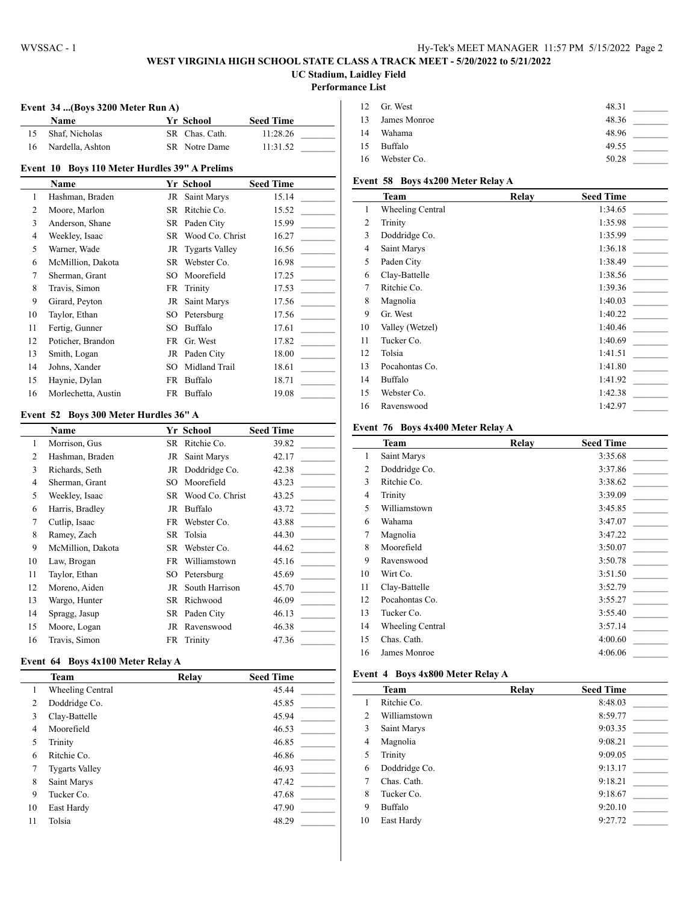# WEST VIRGINIA HIGH SCHOOL STATE CLASS A TRACK MEET - 5/20/2022 to 5/21/2022

**UC Stadium, Laidley Field**

**Performance List**

### Event 34 ...(Boys 3200 Meter Run A)

| | Name | Yr | School | Seed Time | |
|---|---|---|---|---|---|
| 15 | Shaf, Nicholas | SR | Chas. Cath. | 11:28.26 | _______ |
| 16 | Nardella, Ashton | SR | Notre Dame | 11:31.52 | _______ |

### Event 10 Boys 110 Meter Hurdles 39" A Prelims

| | Name | Yr | School | Seed Time | |
|---|---|---|---|---|---|
| 1 | Hashman, Braden | JR | Saint Marys | 15.14 | _______ |
| 2 | Moore, Marlon | SR | Ritchie Co. | 15.52 | _______ |
| 3 | Anderson, Shane | SR | Paden City | 15.99 | _______ |
| 4 | Weekley, Isaac | SR | Wood Co. Christ | 16.27 | _______ |
| 5 | Warner, Wade | JR | Tygarts Valley | 16.56 | _______ |
| 6 | McMillion, Dakota | SR | Webster Co. | 16.98 | _______ |
| 7 | Sherman, Grant | SO | Moorefield | 17.25 | _______ |
| 8 | Travis, Simon | FR | Trinity | 17.53 | _______ |
| 9 | Girard, Peyton | JR | Saint Marys | 17.56 | _______ |
| 10 | Taylor, Ethan | SO | Petersburg | 17.56 | _______ |
| 11 | Fertig, Gunner | SO | Buffalo | 17.61 | _______ |
| 12 | Poticher, Brandon | FR | Gr. West | 17.82 | _______ |
| 13 | Smith, Logan | JR | Paden City | 18.00 | _______ |
| 14 | Johns, Xander | SO | Midland Trail | 18.61 | _______ |
| 15 | Haynie, Dylan | FR | Buffalo | 18.71 | _______ |
| 16 | Morlechetta, Austin | FR | Buffalo | 19.08 | _______ |

### Event 52 Boys 300 Meter Hurdles 36" A

| | Name | Yr | School | Seed Time | |
|---|---|---|---|---|---|
| 1 | Morrison, Gus | SR | Ritchie Co. | 39.82 | _______ |
| 2 | Hashman, Braden | JR | Saint Marys | 42.17 | _______ |
| 3 | Richards, Seth | JR | Doddridge Co. | 42.38 | _______ |
| 4 | Sherman, Grant | SO | Moorefield | 43.23 | _______ |
| 5 | Weekley, Isaac | SR | Wood Co. Christ | 43.25 | _______ |
| 6 | Harris, Bradley | JR | Buffalo | 43.72 | _______ |
| 7 | Cutlip, Isaac | FR | Webster Co. | 43.88 | _______ |
| 8 | Ramey, Zach | SR | Tolsia | 44.30 | _______ |
| 9 | McMillion, Dakota | SR | Webster Co. | 44.62 | _______ |
| 10 | Law, Brogan | FR | Williamstown | 45.16 | _______ |
| 11 | Taylor, Ethan | SO | Petersburg | 45.69 | _______ |
| 12 | Moreno, Aiden | JR | South Harrison | 45.70 | _______ |
| 13 | Wargo, Hunter | SR | Richwood | 46.09 | _______ |
| 14 | Spragg, Jasup | SR | Paden City | 46.13 | _______ |
| 15 | Moore, Logan | JR | Ravenswood | 46.38 | _______ |
| 16 | Travis, Simon | FR | Trinity | 47.36 | _______ |

### Event 64 Boys 4x100 Meter Relay A

| | Team | Relay | Seed Time | |
|---|---|---|---|---|
| 1 | Wheeling Central | | 45.44 | _______ |
| 2 | Doddridge Co. | | 45.85 | _______ |
| 3 | Clay-Battelle | | 45.94 | _______ |
| 4 | Moorefield | | 46.53 | _______ |
| 5 | Trinity | | 46.85 | _______ |
| 6 | Ritchie Co. | | 46.86 | _______ |
| 7 | Tygarts Valley | | 46.93 | _______ |
| 8 | Saint Marys | | 47.42 | _______ |
| 9 | Tucker Co. | | 47.68 | _______ |
| 10 | East Hardy | | 47.90 | _______ |
| 11 | Tolsia | | 48.29 | _______ |
| 12 | Gr. West | | 48.31 | _______ |
| 13 | James Monroe | | 48.36 | _______ |
| 14 | Wahama | | 48.96 | _______ |
| 15 | Buffalo | | 49.55 | _______ |
| 16 | Webster Co. | | 50.28 | _______ |

### Event 58 Boys 4x200 Meter Relay A

| | Team | Relay | Seed Time | |
|---|---|---|---|---|
| 1 | Wheeling Central | | 1:34.65 | _______ |
| 2 | Trinity | | 1:35.98 | _______ |
| 3 | Doddridge Co. | | 1:35.99 | _______ |
| 4 | Saint Marys | | 1:36.18 | _______ |
| 5 | Paden City | | 1:38.49 | _______ |
| 6 | Clay-Battelle | | 1:38.56 | _______ |
| 7 | Ritchie Co. | | 1:39.36 | _______ |
| 8 | Magnolia | | 1:40.03 | _______ |
| 9 | Gr. West | | 1:40.22 | _______ |
| 10 | Valley (Wetzel) | | 1:40.46 | _______ |
| 11 | Tucker Co. | | 1:40.69 | _______ |
| 12 | Tolsia | | 1:41.51 | _______ |
| 13 | Pocahontas Co. | | 1:41.80 | _______ |
| 14 | Buffalo | | 1:41.92 | _______ |
| 15 | Webster Co. | | 1:42.38 | _______ |
| 16 | Ravenswood | | 1:42.97 | _______ |

### Event 76 Boys 4x400 Meter Relay A

| | Team | Relay | Seed Time | |
|---|---|---|---|---|
| 1 | Saint Marys | | 3:35.68 | _______ |
| 2 | Doddridge Co. | | 3:37.86 | _______ |
| 3 | Ritchie Co. | | 3:38.62 | _______ |
| 4 | Trinity | | 3:39.09 | _______ |
| 5 | Williamstown | | 3:45.85 | _______ |
| 6 | Wahama | | 3:47.07 | _______ |
| 7 | Magnolia | | 3:47.22 | _______ |
| 8 | Moorefield | | 3:50.07 | _______ |
| 9 | Ravenswood | | 3:50.78 | _______ |
| 10 | Wirt Co. | | 3:51.50 | _______ |
| 11 | Clay-Battelle | | 3:52.79 | _______ |
| 12 | Pocahontas Co. | | 3:55.27 | _______ |
| 13 | Tucker Co. | | 3:55.40 | _______ |
| 14 | Wheeling Central | | 3:57.14 | _______ |
| 15 | Chas. Cath. | | 4:00.60 | _______ |
| 16 | James Monroe | | 4:06.06 | _______ |

### Event 4 Boys 4x800 Meter Relay A

| | Team | Relay | Seed Time | |
|---|---|---|---|---|
| 1 | Ritchie Co. | | 8:48.03 | _______ |
| 2 | Williamstown | | 8:59.77 | _______ |
| 3 | Saint Marys | | 9:03.35 | _______ |
| 4 | Magnolia | | 9:08.21 | _______ |
| 5 | Trinity | | 9:09.05 | _______ |
| 6 | Doddridge Co. | | 9:13.17 | _______ |
| 7 | Chas. Cath. | | 9:18.21 | _______ |
| 8 | Tucker Co. | | 9:18.67 | _______ |
| 9 | Buffalo | | 9:20.10 | _______ |
| 10 | East Hardy | | 9:27.72 | _______ |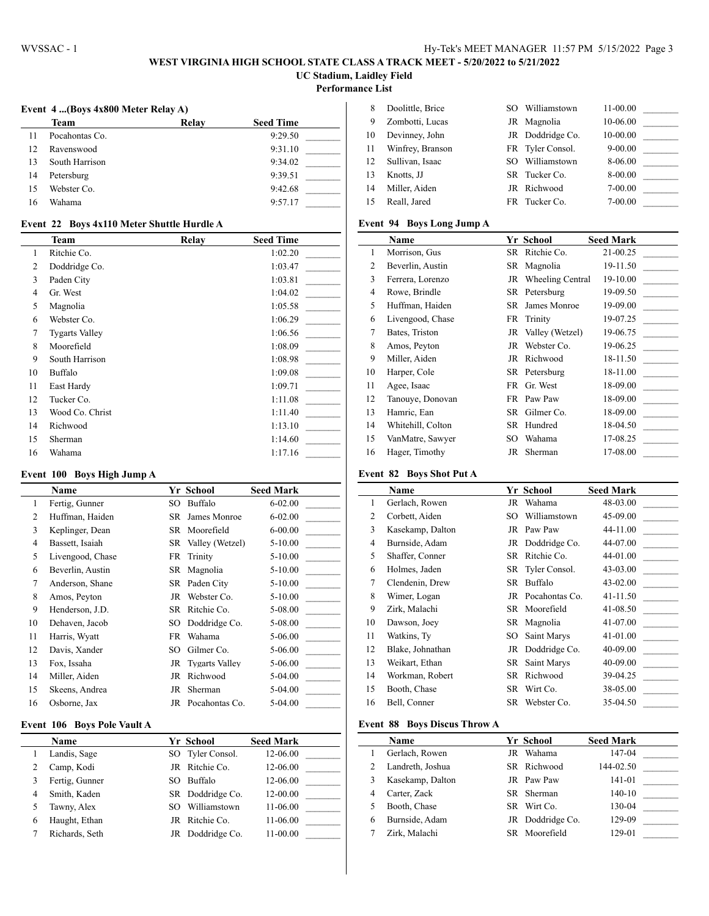# WEST VIRGINIA HIGH SCHOOL STATE CLASS A TRACK MEET - 5/20/2022 to 5/21/2022

## UC Stadium, Laidley Field

## Performance List

### Event 4 ...(Boys 4x800 Meter Relay A)

| | Team | Relay | Seed Time | |
|---|---|---|---|---|
| 11 | Pocahontas Co. | | 9:29.50 | _______ |
| 12 | Ravenswood | | 9:31.10 | _______ |
| 13 | South Harrison | | 9:34.02 | _______ |
| 14 | Petersburg | | 9:39.51 | _______ |
| 15 | Webster Co. | | 9:42.68 | _______ |
| 16 | Wahama | | 9:57.17 | _______ |

### Event 22 Boys 4x110 Meter Shuttle Hurdle A

| | Team | Relay | Seed Time | |
|---|---|---|---|---|
| 1 | Ritchie Co. | | 1:02.20 | _______ |
| 2 | Doddridge Co. | | 1:03.47 | _______ |
| 3 | Paden City | | 1:03.81 | _______ |
| 4 | Gr. West | | 1:04.02 | _______ |
| 5 | Magnolia | | 1:05.58 | _______ |
| 6 | Webster Co. | | 1:06.29 | _______ |
| 7 | Tygarts Valley | | 1:06.56 | _______ |
| 8 | Moorefield | | 1:08.09 | _______ |
| 9 | South Harrison | | 1:08.98 | _______ |
| 10 | Buffalo | | 1:09.08 | _______ |
| 11 | East Hardy | | 1:09.71 | _______ |
| 12 | Tucker Co. | | 1:11.08 | _______ |
| 13 | Wood Co. Christ | | 1:11.40 | _______ |
| 14 | Richwood | | 1:13.10 | _______ |
| 15 | Sherman | | 1:14.60 | _______ |
| 16 | Wahama | | 1:17.16 | _______ |

### Event 100 Boys High Jump A

| | Name | Yr | School | Seed Mark | |
|---|---|---|---|---|---|
| 1 | Fertig, Gunner | SO | Buffalo | 6-02.00 | _______ |
| 2 | Huffman, Haiden | SR | James Monroe | 6-02.00 | _______ |
| 3 | Keplinger, Dean | SR | Moorefield | 6-00.00 | _______ |
| 4 | Bassett, Isaiah | SR | Valley (Wetzel) | 5-10.00 | _______ |
| 5 | Livengood, Chase | FR | Trinity | 5-10.00 | _______ |
| 6 | Beverlin, Austin | SR | Magnolia | 5-10.00 | _______ |
| 7 | Anderson, Shane | SR | Paden City | 5-10.00 | _______ |
| 8 | Amos, Peyton | JR | Webster Co. | 5-10.00 | _______ |
| 9 | Henderson, J.D. | SR | Ritchie Co. | 5-08.00 | _______ |
| 10 | Dehaven, Jacob | SO | Doddridge Co. | 5-08.00 | _______ |
| 11 | Harris, Wyatt | FR | Wahama | 5-06.00 | _______ |
| 12 | Davis, Xander | SO | Gilmer Co. | 5-06.00 | _______ |
| 13 | Fox, Issaha | JR | Tygarts Valley | 5-06.00 | _______ |
| 14 | Miller, Aiden | JR | Richwood | 5-04.00 | _______ |
| 15 | Skeens, Andrea | JR | Sherman | 5-04.00 | _______ |
| 16 | Osborne, Jax | JR | Pocahontas Co. | 5-04.00 | _______ |

### Event 106 Boys Pole Vault A

| | Name | Yr | School | Seed Mark | |
|---|---|---|---|---|---|
| 1 | Landis, Sage | SO | Tyler Consol. | 12-06.00 | _______ |
| 2 | Camp, Kodi | JR | Ritchie Co. | 12-06.00 | _______ |
| 3 | Fertig, Gunner | SO | Buffalo | 12-06.00 | _______ |
| 4 | Smith, Kaden | SR | Doddridge Co. | 12-00.00 | _______ |
| 5 | Tawny, Alex | SO | Williamstown | 11-06.00 | _______ |
| 6 | Haught, Ethan | JR | Ritchie Co. | 11-06.00 | _______ |
| 7 | Richards, Seth | JR | Doddridge Co. | 11-00.00 | _______ |
| 8 | Doolittle, Brice | SO | Williamstown | 11-00.00 | _______ |
| 9 | Zombotti, Lucas | JR | Magnolia | 10-06.00 | _______ |
| 10 | Devinney, John | JR | Doddridge Co. | 10-00.00 | _______ |
| 11 | Winfrey, Branson | FR | Tyler Consol. | 9-00.00 | _______ |
| 12 | Sullivan, Isaac | SO | Williamstown | 8-06.00 | _______ |
| 13 | Knotts, JJ | SR | Tucker Co. | 8-00.00 | _______ |
| 14 | Miller, Aiden | JR | Richwood | 7-00.00 | _______ |
| 15 | Reall, Jared | FR | Tucker Co. | 7-00.00 | _______ |

### Event 94 Boys Long Jump A

| | Name | Yr | School | Seed Mark | |
|---|---|---|---|---|---|
| 1 | Morrison, Gus | SR | Ritchie Co. | 21-00.25 | _______ |
| 2 | Beverlin, Austin | SR | Magnolia | 19-11.50 | _______ |
| 3 | Ferrera, Lorenzo | JR | Wheeling Central | 19-10.00 | _______ |
| 4 | Rowe, Brindle | SR | Petersburg | 19-09.50 | _______ |
| 5 | Huffman, Haiden | SR | James Monroe | 19-09.00 | _______ |
| 6 | Livengood, Chase | FR | Trinity | 19-07.25 | _______ |
| 7 | Bates, Triston | JR | Valley (Wetzel) | 19-06.75 | _______ |
| 8 | Amos, Peyton | JR | Webster Co. | 19-06.25 | _______ |
| 9 | Miller, Aiden | JR | Richwood | 18-11.50 | _______ |
| 10 | Harper, Cole | SR | Petersburg | 18-11.00 | _______ |
| 11 | Agee, Isaac | FR | Gr. West | 18-09.00 | _______ |
| 12 | Tanouye, Donovan | FR | Paw Paw | 18-09.00 | _______ |
| 13 | Hamric, Ean | SR | Gilmer Co. | 18-09.00 | _______ |
| 14 | Whitehill, Colton | SR | Hundred | 18-04.50 | _______ |
| 15 | VanMatre, Sawyer | SO | Wahama | 17-08.25 | _______ |
| 16 | Hager, Timothy | JR | Sherman | 17-08.00 | _______ |

### Event 82 Boys Shot Put A

| | Name | Yr | School | Seed Mark | |
|---|---|---|---|---|---|
| 1 | Gerlach, Rowen | JR | Wahama | 48-03.00 | _______ |
| 2 | Corbett, Aiden | SO | Williamstown | 45-09.00 | _______ |
| 3 | Kasekamp, Dalton | JR | Paw Paw | 44-11.00 | _______ |
| 4 | Burnside, Adam | JR | Doddridge Co. | 44-07.00 | _______ |
| 5 | Shaffer, Conner | SR | Ritchie Co. | 44-01.00 | _______ |
| 6 | Holmes, Jaden | SR | Tyler Consol. | 43-03.00 | _______ |
| 7 | Clendenin, Drew | SR | Buffalo | 43-02.00 | _______ |
| 8 | Wimer, Logan | JR | Pocahontas Co. | 41-11.50 | _______ |
| 9 | Zirk, Malachi | SR | Moorefield | 41-08.50 | _______ |
| 10 | Dawson, Joey | SR | Magnolia | 41-07.00 | _______ |
| 11 | Watkins, Ty | SO | Saint Marys | 41-01.00 | _______ |
| 12 | Blake, Johnathan | JR | Doddridge Co. | 40-09.00 | _______ |
| 13 | Weikart, Ethan | SR | Saint Marys | 40-09.00 | _______ |
| 14 | Workman, Robert | SR | Richwood | 39-04.25 | _______ |
| 15 | Booth, Chase | SR | Wirt Co. | 38-05.00 | _______ |
| 16 | Bell, Conner | SR | Webster Co. | 35-04.50 | _______ |

### Event 88 Boys Discus Throw A

| | Name | Yr | School | Seed Mark | |
|---|---|---|---|---|---|
| 1 | Gerlach, Rowen | JR | Wahama | 147-04 | _______ |
| 2 | Landreth, Joshua | SR | Richwood | 144-02.50 | _______ |
| 3 | Kasekamp, Dalton | JR | Paw Paw | 141-01 | _______ |
| 4 | Carter, Zack | SR | Sherman | 140-10 | _______ |
| 5 | Booth, Chase | SR | Wirt Co. | 130-04 | _______ |
| 6 | Burnside, Adam | JR | Doddridge Co. | 129-09 | _______ |
| 7 | Zirk, Malachi | SR | Moorefield | 129-01 | _______ |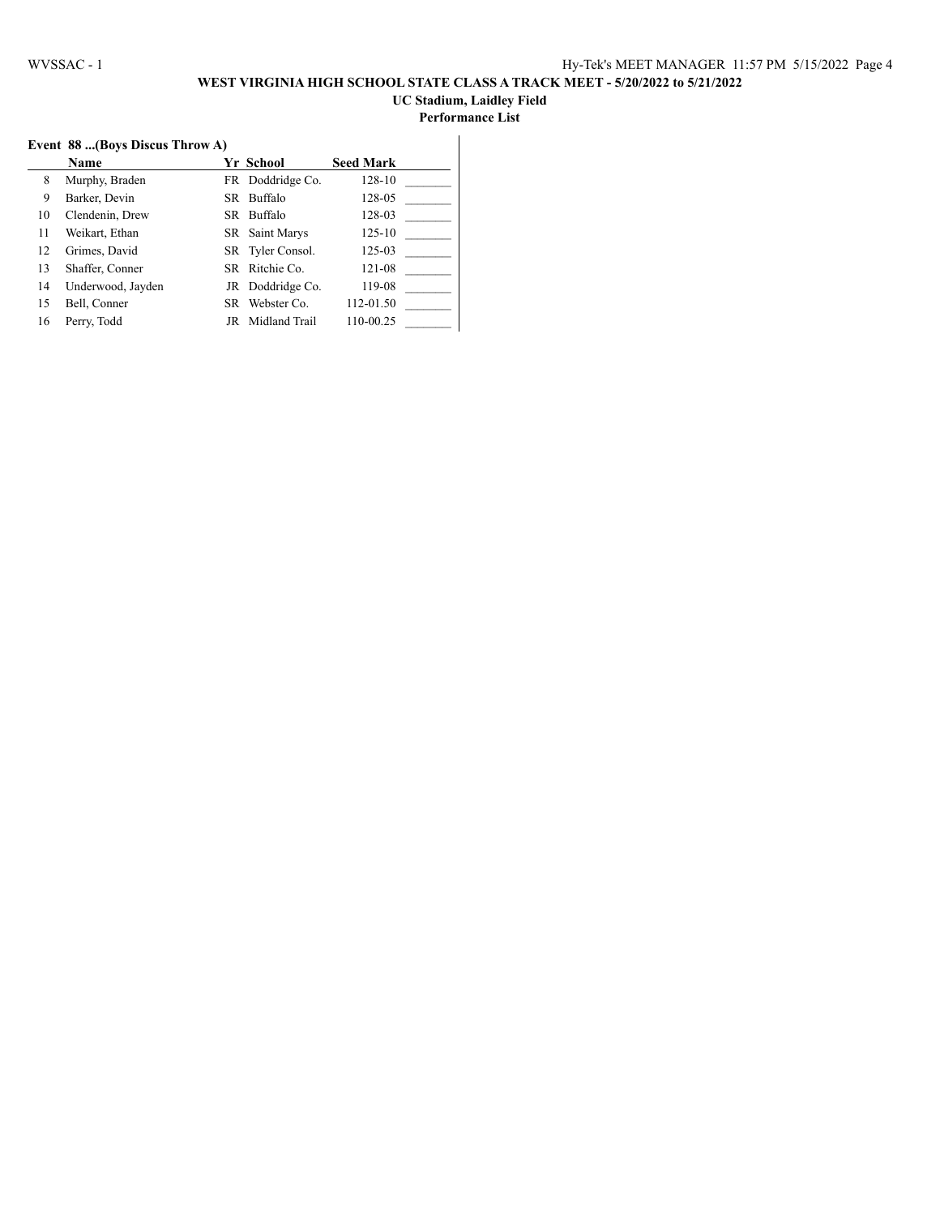**WEST VIRGINIA HIGH SCHOOL STATE CLASS A TRACK MEET - 5/20/2022 to 5/21/2022**

**UC Stadium, Laidley Field**

**Performance List**

**Event 88 ...(Boys Discus Throw A)**

| | Name | Yr | School | Seed Mark | |
|---|---|---|---|---|---|
| 8 | Murphy, Braden | FR | Doddridge Co. | 128-10 | _______ |
| 9 | Barker, Devin | SR | Buffalo | 128-05 | _______ |
| 10 | Clendenin, Drew | SR | Buffalo | 128-03 | _______ |
| 11 | Weikart, Ethan | SR | Saint Marys | 125-10 | _______ |
| 12 | Grimes, David | SR | Tyler Consol. | 125-03 | _______ |
| 13 | Shaffer, Conner | SR | Ritchie Co. | 121-08 | _______ |
| 14 | Underwood, Jayden | JR | Doddridge Co. | 119-08 | _______ |
| 15 | Bell, Conner | SR | Webster Co. | 112-01.50 | _______ |
| 16 | Perry, Todd | JR | Midland Trail | 110-00.25 | _______ |